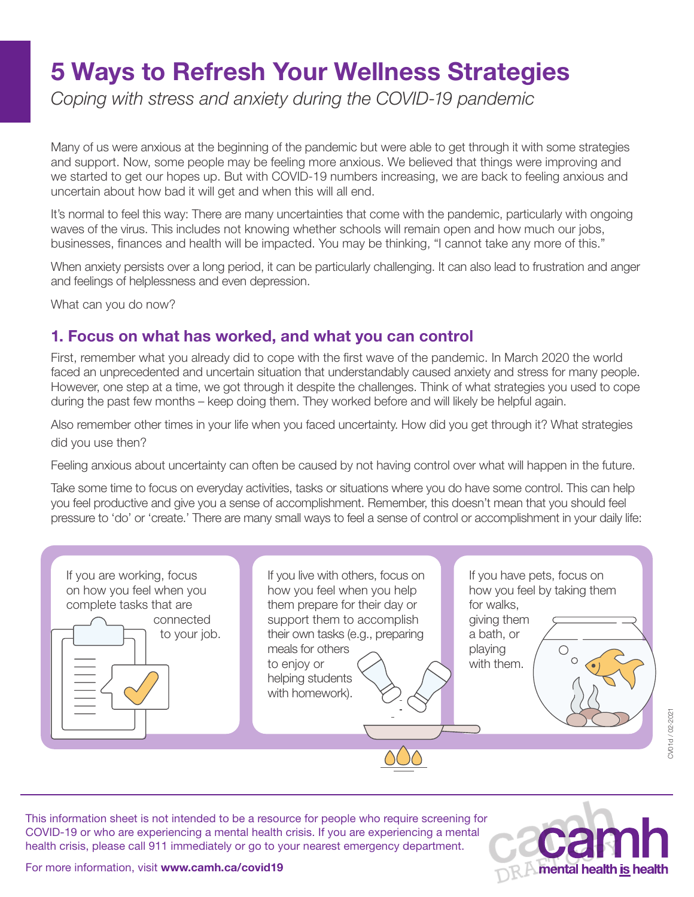# 5 Ways to Refresh Your Wellness Strategies

*Coping with stress and anxiety during the COVID-19 pandemic*

Many of us were anxious at the beginning of the pandemic but were able to get through it with some strategies and support. Now, some people may be feeling more anxious. We believed that things were improving and we started to get our hopes up. But with COVID-19 numbers increasing, we are back to feeling anxious and uncertain about how bad it will get and when this will all end.

It's normal to feel this way: There are many uncertainties that come with the pandemic, particularly with ongoing waves of the virus. This includes not knowing whether schools will remain open and how much our jobs, businesses, finances and health will be impacted. You may be thinking, "I cannot take any more of this."

When anxiety persists over a long period, it can be particularly challenging. It can also lead to frustration and anger and feelings of helplessness and even depression.

What can you do now?

## 1. Focus on what has worked, and what you can control

First, remember what you already did to cope with the first wave of the pandemic. In March 2020 the world faced an unprecedented and uncertain situation that understandably caused anxiety and stress for many people. However, one step at a time, we got through it despite the challenges. Think of what strategies you used to cope during the past few months – keep doing them. They worked before and will likely be helpful again.

Also remember other times in your life when you faced uncertainty. How did you get through it? What strategies did you use then?

Feeling anxious about uncertainty can often be caused by not having control over what will happen in the future.

Take some time to focus on everyday activities, tasks or situations where you do have some control. This can help you feel productive and give you a sense of accomplishment. Remember, this doesn't mean that you should feel pressure to 'do' or 'create.' There are many small ways to feel a sense of control or accomplishment in your daily life:

- If you are working, focus on how you feel when you complete tasks that are connected to your job.
- If you live with others, focus on how you feel when you help them prepare for their day or support them to accomplish their own tasks (e.g., preparing meals for others to enjoy or helping students with homework).
- If you have pets, focus on how you feel by taking them for walks, giving them a bath, or playing with them.

This information sheet is not intended to be a resource for people who require screening for COVID-19 or who are experiencing a mental health crisis. If you are experiencing a mental health crisis, please call 911 immediately or go to your nearest emergency department.

For more information, visit **www.camh.ca/covid19**

camh — mental health is health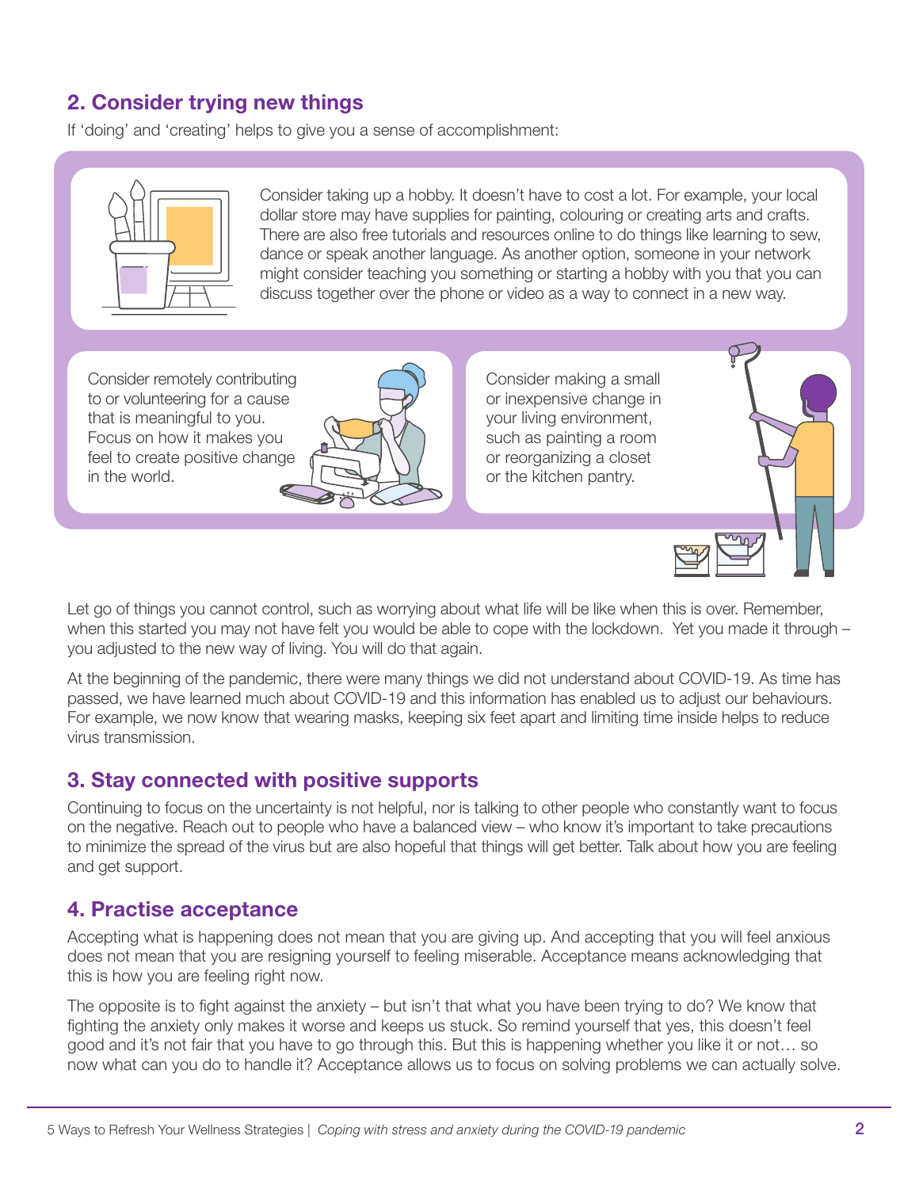## 2. Consider trying new things

If 'doing' and 'creating' helps to give you a sense of accomplishment:

Consider taking up a hobby. It doesn't have to cost a lot. For example, your local dollar store may have supplies for painting, colouring or creating arts and crafts. There are also free tutorials and resources online to do things like learning to sew, dance or speak another language. As another option, someone in your network might consider teaching you something or starting a hobby with you that you can discuss together over the phone or video as a way to connect in a new way.

Consider remotely contributing to or volunteering for a cause that is meaningful to you. Focus on how it makes you feel to create positive change in the world.

Consider making a small or inexpensive change in your living environment, such as painting a room or reorganizing a closet or the kitchen pantry.

Let go of things you cannot control, such as worrying about what life will be like when this is over. Remember, when this started you may not have felt you would be able to cope with the lockdown. Yet you made it through – you adjusted to the new way of living. You will do that again.

At the beginning of the pandemic, there were many things we did not understand about COVID-19. As time has passed, we have learned much about COVID-19 and this information has enabled us to adjust our behaviours. For example, we now know that wearing masks, keeping six feet apart and limiting time inside helps to reduce virus transmission.

## 3. Stay connected with positive supports

Continuing to focus on the uncertainty is not helpful, nor is talking to other people who constantly want to focus on the negative. Reach out to people who have a balanced view – who know it's important to take precautions to minimize the spread of the virus but are also hopeful that things will get better. Talk about how you are feeling and get support.

## 4. Practise acceptance

Accepting what is happening does not mean that you are giving up. And accepting that you will feel anxious does not mean that you are resigning yourself to feeling miserable. Acceptance means acknowledging that this is how you are feeling right now.

The opposite is to fight against the anxiety – but isn't that what you have been trying to do? We know that fighting the anxiety only makes it worse and keeps us stuck. So remind yourself that yes, this doesn't feel good and it's not fair that you have to go through this. But this is happening whether you like it or not… so now what can you do to handle it? Acceptance allows us to focus on solving problems we can actually solve.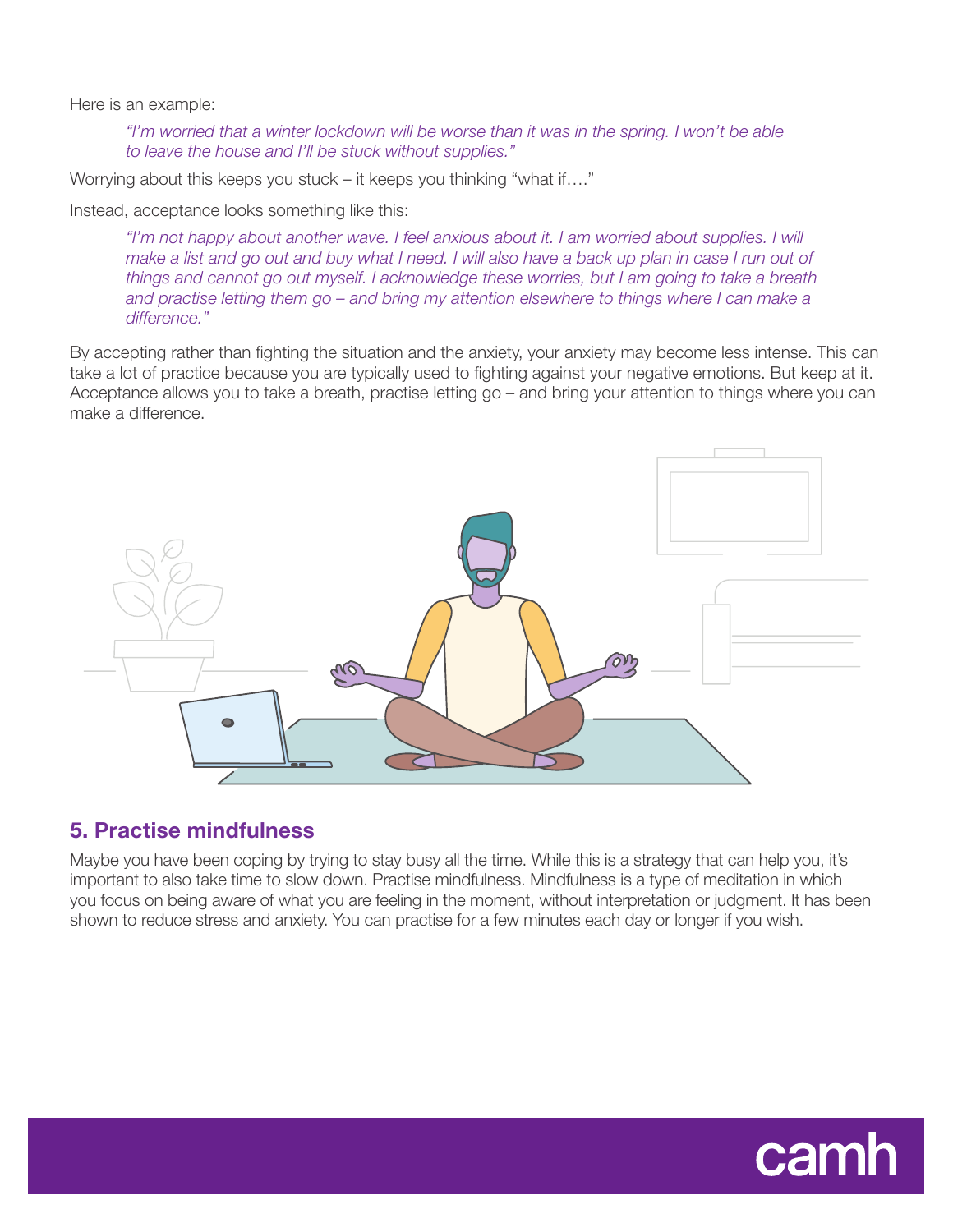Here is an example:

> *"I'm worried that a winter lockdown will be worse than it was in the spring. I won't be able to leave the house and I'll be stuck without supplies."*

Worrying about this keeps you stuck – it keeps you thinking "what if…."

Instead, acceptance looks something like this:

> *"I'm not happy about another wave. I feel anxious about it. I am worried about supplies. I will make a list and go out and buy what I need. I will also have a back up plan in case I run out of things and cannot go out myself. I acknowledge these worries, but I am going to take a breath and practise letting them go – and bring my attention elsewhere to things where I can make a difference."*

By accepting rather than fighting the situation and the anxiety, your anxiety may become less intense. This can take a lot of practice because you are typically used to fighting against your negative emotions. But keep at it. Acceptance allows you to take a breath, practise letting go – and bring your attention to things where you can make a difference.

## 5. Practise mindfulness

Maybe you have been coping by trying to stay busy all the time. While this is a strategy that can help you, it's important to also take time to slow down. Practise mindfulness. Mindfulness is a type of meditation in which you focus on being aware of what you are feeling in the moment, without interpretation or judgment. It has been shown to reduce stress and anxiety. You can practise for a few minutes each day or longer if you wish.